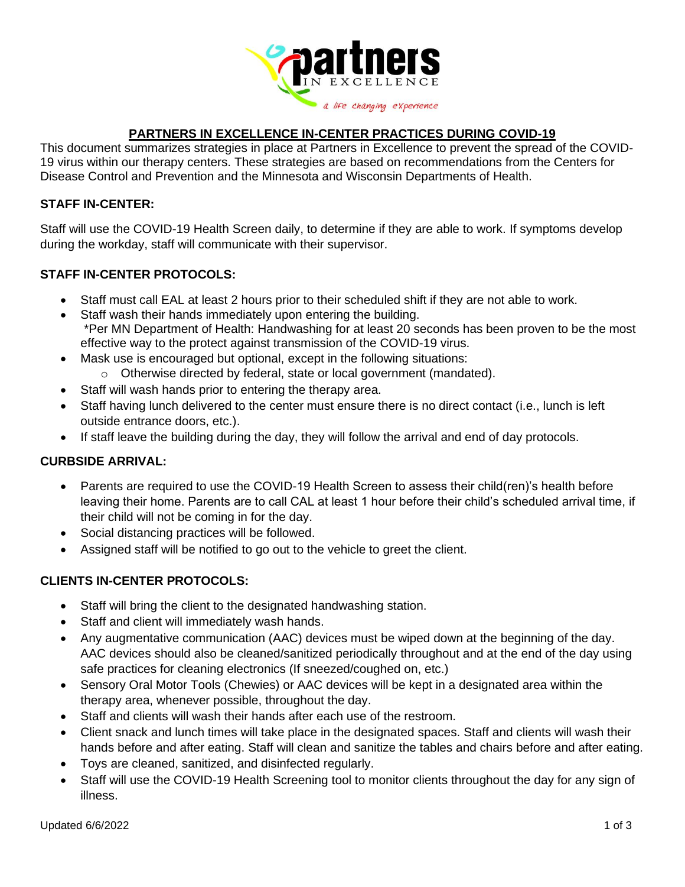# PARTNERS IN EXCELLENCE IN-CENTER PRACTICES DURING COVID-19

This document summarizes strategies in place at Partners in Excellence to prevent the spread of the COVID-19 virus within our therapy centers. These strategies are based on recommendations from the Centers for Disease Control and Prevention and the Minnesota and Wisconsin Departments of Health.

## STAFF IN-CENTER:

Staff will use the COVID-19 Health Screen daily, to determine if they are able to work. If symptoms develop during the workday, staff will communicate with their supervisor.

## STAFF IN-CENTER PROTOCOLS:

- Staff must call EAL at least 2 hours prior to their scheduled shift if they are not able to work.
- Staff wash their hands immediately upon entering the building.
  *Per MN Department of Health: Handwashing for at least 20 seconds has been proven to be the most effective way to the protect against transmission of the COVID-19 virus.
- Mask use is encouraged but optional, except in the following situations:
  - Otherwise directed by federal, state or local government (mandated).
- Staff will wash hands prior to entering the therapy area.
- Staff having lunch delivered to the center must ensure there is no direct contact (i.e., lunch is left outside entrance doors, etc.).
- If staff leave the building during the day, they will follow the arrival and end of day protocols.

## CURBSIDE ARRIVAL:

- Parents are required to use the COVID-19 Health Screen to assess their child(ren)'s health before leaving their home. Parents are to call CAL at least 1 hour before their child's scheduled arrival time, if their child will not be coming in for the day.
- Social distancing practices will be followed.
- Assigned staff will be notified to go out to the vehicle to greet the client.

## CLIENTS IN-CENTER PROTOCOLS:

- Staff will bring the client to the designated handwashing station.
- Staff and client will immediately wash hands.
- Any augmentative communication (AAC) devices must be wiped down at the beginning of the day. AAC devices should also be cleaned/sanitized periodically throughout and at the end of the day using safe practices for cleaning electronics (If sneezed/coughed on, etc.)
- Sensory Oral Motor Tools (Chewies) or AAC devices will be kept in a designated area within the therapy area, whenever possible, throughout the day.
- Staff and clients will wash their hands after each use of the restroom.
- Client snack and lunch times will take place in the designated spaces. Staff and clients will wash their hands before and after eating. Staff will clean and sanitize the tables and chairs before and after eating.
- Toys are cleaned, sanitized, and disinfected regularly.
- Staff will use the COVID-19 Health Screening tool to monitor clients throughout the day for any sign of illness.

Updated 6/6/2022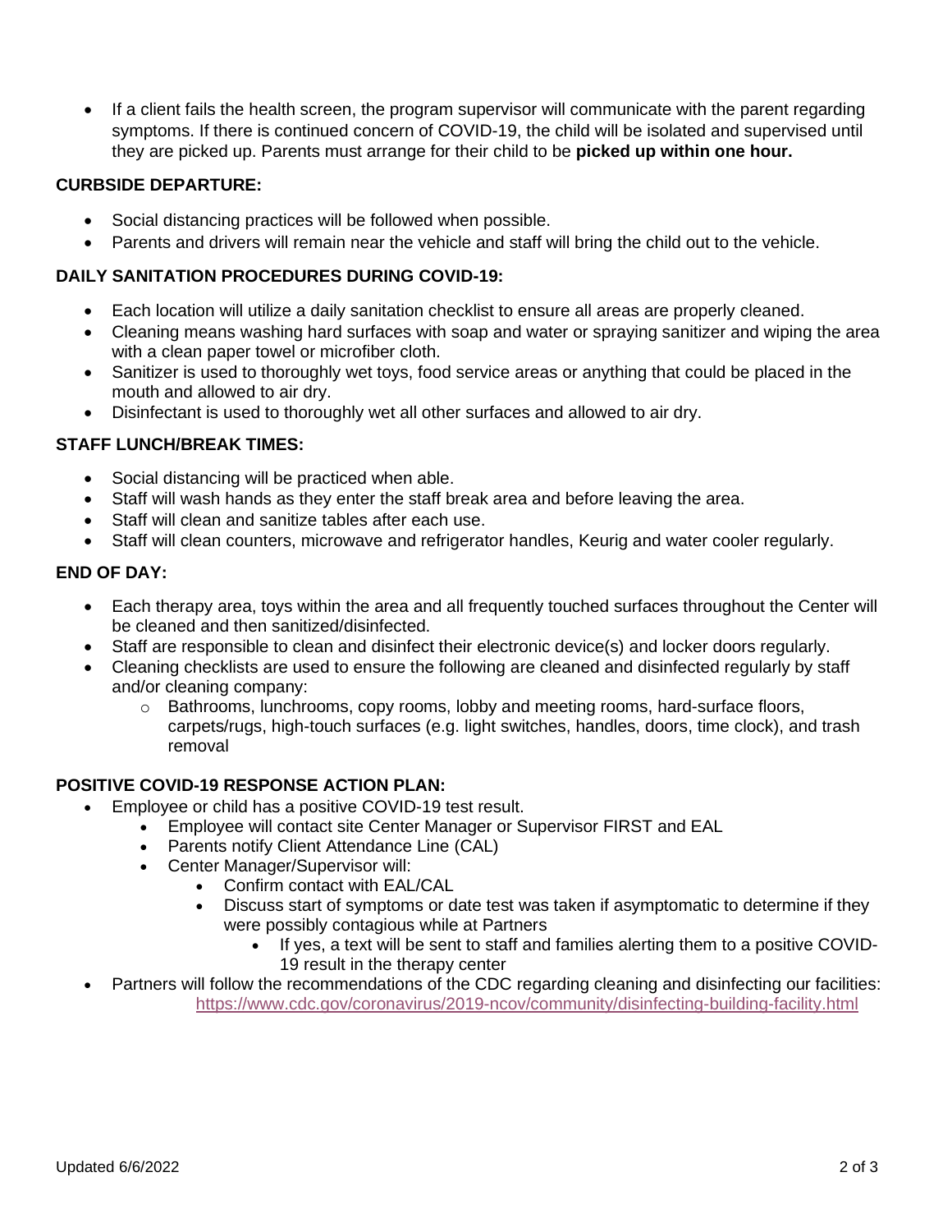- If a client fails the health screen, the program supervisor will communicate with the parent regarding symptoms. If there is continued concern of COVID-19, the child will be isolated and supervised until they are picked up. Parents must arrange for their child to be **picked up within one hour.**

**CURBSIDE DEPARTURE:**

- Social distancing practices will be followed when possible.
- Parents and drivers will remain near the vehicle and staff will bring the child out to the vehicle.

**DAILY SANITATION PROCEDURES DURING COVID-19:**

- Each location will utilize a daily sanitation checklist to ensure all areas are properly cleaned.
- Cleaning means washing hard surfaces with soap and water or spraying sanitizer and wiping the area with a clean paper towel or microfiber cloth.
- Sanitizer is used to thoroughly wet toys, food service areas or anything that could be placed in the mouth and allowed to air dry.
- Disinfectant is used to thoroughly wet all other surfaces and allowed to air dry.

**STAFF LUNCH/BREAK TIMES:**

- Social distancing will be practiced when able.
- Staff will wash hands as they enter the staff break area and before leaving the area.
- Staff will clean and sanitize tables after each use.
- Staff will clean counters, microwave and refrigerator handles, Keurig and water cooler regularly.

**END OF DAY:**

- Each therapy area, toys within the area and all frequently touched surfaces throughout the Center will be cleaned and then sanitized/disinfected.
- Staff are responsible to clean and disinfect their electronic device(s) and locker doors regularly.
- Cleaning checklists are used to ensure the following are cleaned and disinfected regularly by staff and/or cleaning company:
    - Bathrooms, lunchrooms, copy rooms, lobby and meeting rooms, hard-surface floors, carpets/rugs, high-touch surfaces (e.g. light switches, handles, doors, time clock), and trash removal

**POSITIVE COVID-19 RESPONSE ACTION PLAN:**

- Employee or child has a positive COVID-19 test result.
    - Employee will contact site Center Manager or Supervisor FIRST and EAL
    - Parents notify Client Attendance Line (CAL)
    - Center Manager/Supervisor will:
        - Confirm contact with EAL/CAL
        - Discuss start of symptoms or date test was taken if asymptomatic to determine if they were possibly contagious while at Partners
            - If yes, a text will be sent to staff and families alerting them to a positive COVID-19 result in the therapy center
- Partners will follow the recommendations of the CDC regarding cleaning and disinfecting our facilities: https://www.cdc.gov/coronavirus/2019-ncov/community/disinfecting-building-facility.html

Updated 6/6/2022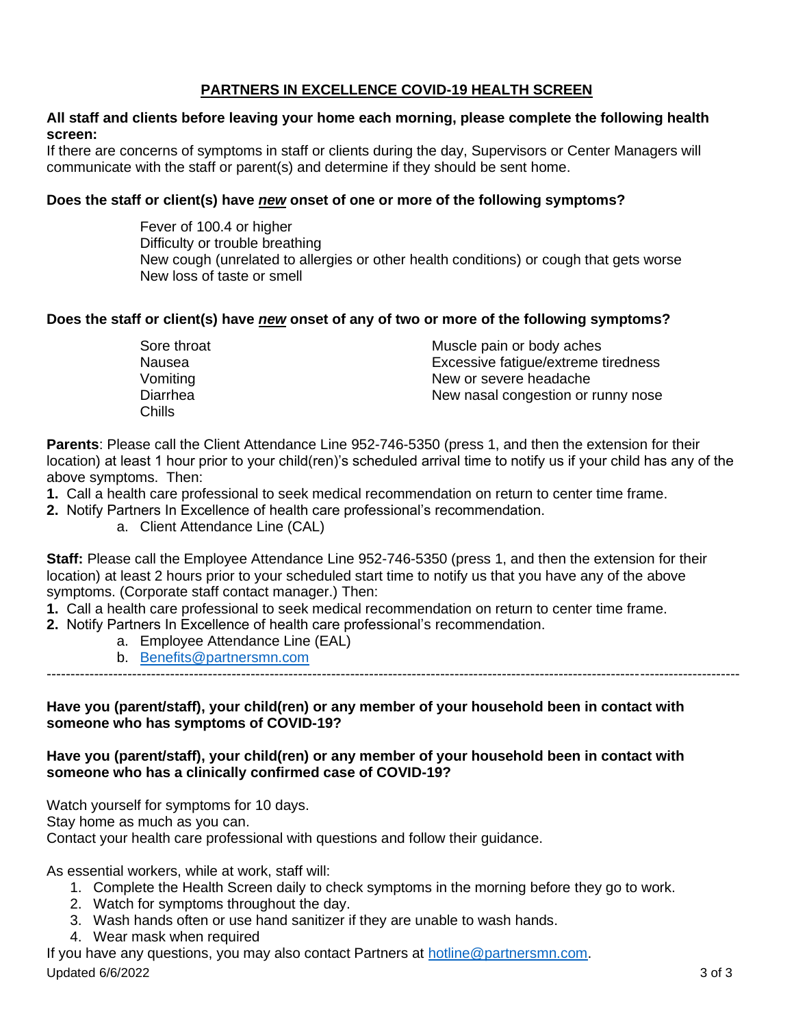# PARTNERS IN EXCELLENCE COVID-19 HEALTH SCREEN

**All staff and clients before leaving your home each morning, please complete the following health screen:**

If there are concerns of symptoms in staff or clients during the day, Supervisors or Center Managers will communicate with the staff or parent(s) and determine if they should be sent home.

**Does the staff or client(s) have _new_ onset of one or more of the following symptoms?**

Fever of 100.4 or higher
Difficulty or trouble breathing
New cough (unrelated to allergies or other health conditions) or cough that gets worse
New loss of taste or smell

**Does the staff or client(s) have _new_ onset of any of two or more of the following symptoms?**

Sore throat
Nausea
Vomiting
Diarrhea
Chills
Muscle pain or body aches
Excessive fatigue/extreme tiredness
New or severe headache
New nasal congestion or runny nose

**Parents**: Please call the Client Attendance Line 952-746-5350 (press 1, and then the extension for their location) at least 1 hour prior to your child(ren)'s scheduled arrival time to notify us if your child has any of the above symptoms. Then:

1. Call a health care professional to seek medical recommendation on return to center time frame.
2. Notify Partners In Excellence of health care professional's recommendation.
   a. Client Attendance Line (CAL)

**Staff:** Please call the Employee Attendance Line 952-746-5350 (press 1, and then the extension for their location) at least 2 hours prior to your scheduled start time to notify us that you have any of the above symptoms. (Corporate staff contact manager.) Then:

1. Call a health care professional to seek medical recommendation on return to center time frame.
2. Notify Partners In Excellence of health care professional's recommendation.
   a. Employee Attendance Line (EAL)
   b. Benefits@partnersmn.com

---

**Have you (parent/staff), your child(ren) or any member of your household been in contact with someone who has symptoms of COVID-19?**

**Have you (parent/staff), your child(ren) or any member of your household been in contact with someone who has a clinically confirmed case of COVID-19?**

Watch yourself for symptoms for 10 days.
Stay home as much as you can.
Contact your health care professional with questions and follow their guidance.

As essential workers, while at work, staff will:

1. Complete the Health Screen daily to check symptoms in the morning before they go to work.
2. Watch for symptoms throughout the day.
3. Wash hands often or use hand sanitizer if they are unable to wash hands.
4. Wear mask when required

If you have any questions, you may also contact Partners at hotline@partnersmn.com.

Updated 6/6/2022